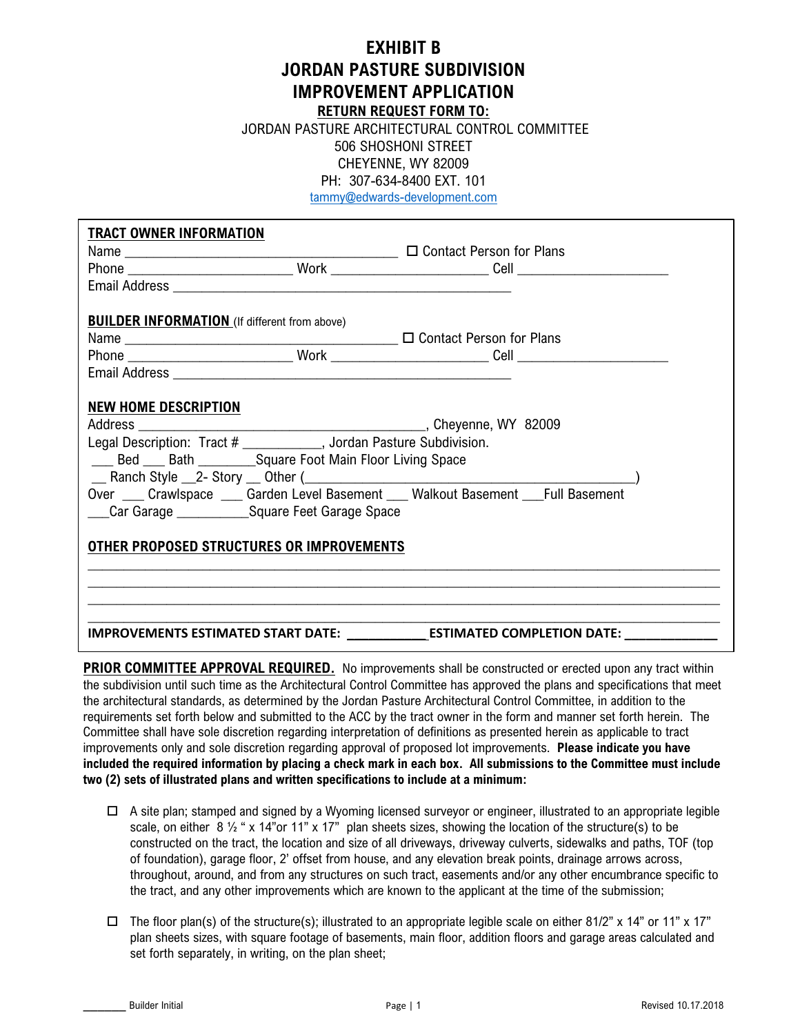# EXHIBIT B
# JORDAN PASTURE SUBDIVISION
# IMPROVEMENT APPLICATION

**RETURN REQUEST FORM TO:**

JORDAN PASTURE ARCHITECTURAL CONTROL COMMITTEE
506 SHOSHONI STREET
CHEYENNE, WY 82009
PH: 307-634-8400 EXT. 101
tammy@edwards-development.com

**TRACT OWNER INFORMATION**

Name ____________________________________ ☐ Contact Person for Plans

Phone ______________________ Work _____________________ Cell ____________________

Email Address _____________________________________________

**BUILDER INFORMATION** (If different from above)

Name ____________________________________ ☐ Contact Person for Plans

Phone ______________________ Work _____________________ Cell ____________________

Email Address _____________________________________________

**NEW HOME DESCRIPTION**

Address ______________________________________, Cheyenne, WY 82009

Legal Description: Tract # ___________, Jordan Pasture Subdivision.

___ Bed ___ Bath ________Square Foot Main Floor Living Space

__ Ranch Style __2- Story __ Other (____________________________________________)

Over ___ Crawlspace ___ Garden Level Basement ___ Walkout Basement ___Full Basement

___Car Garage __________Square Feet Garage Space

**OTHER PROPOSED STRUCTURES OR IMPROVEMENTS**

______________________________________________________________________________

______________________________________________________________________________

______________________________________________________________________________

______________________________________________________________________________

**IMPROVEMENTS ESTIMATED START DATE: ___________ ESTIMATED COMPLETION DATE: ____________**

**PRIOR COMMITTEE APPROVAL REQUIRED.** No improvements shall be constructed or erected upon any tract within the subdivision until such time as the Architectural Control Committee has approved the plans and specifications that meet the architectural standards, as determined by the Jordan Pasture Architectural Control Committee, in addition to the requirements set forth below and submitted to the ACC by the tract owner in the form and manner set forth herein. The Committee shall have sole discretion regarding interpretation of definitions as presented herein as applicable to tract improvements only and sole discretion regarding approval of proposed lot improvements. **Please indicate you have included the required information by placing a check mark in each box. All submissions to the Committee must include two (2) sets of illustrated plans and written specifications to include at a minimum:**

- ☐ A site plan; stamped and signed by a Wyoming licensed surveyor or engineer, illustrated to an appropriate legible scale, on either 8 ½ " x 14"or 11" x 17" plan sheets sizes, showing the location of the structure(s) to be constructed on the tract, the location and size of all driveways, driveway culverts, sidewalks and paths, TOF (top of foundation), garage floor, 2' offset from house, and any elevation break points, drainage arrows across, throughout, around, and from any structures on such tract, easements and/or any other encumbrance specific to the tract, and any other improvements which are known to the applicant at the time of the submission;

- ☐ The floor plan(s) of the structure(s); illustrated to an appropriate legible scale on either 81/2" x 14" or 11" x 17" plan sheets sizes, with square footage of basements, main floor, addition floors and garage areas calculated and set forth separately, in writing, on the plan sheet;

_______ Builder Initial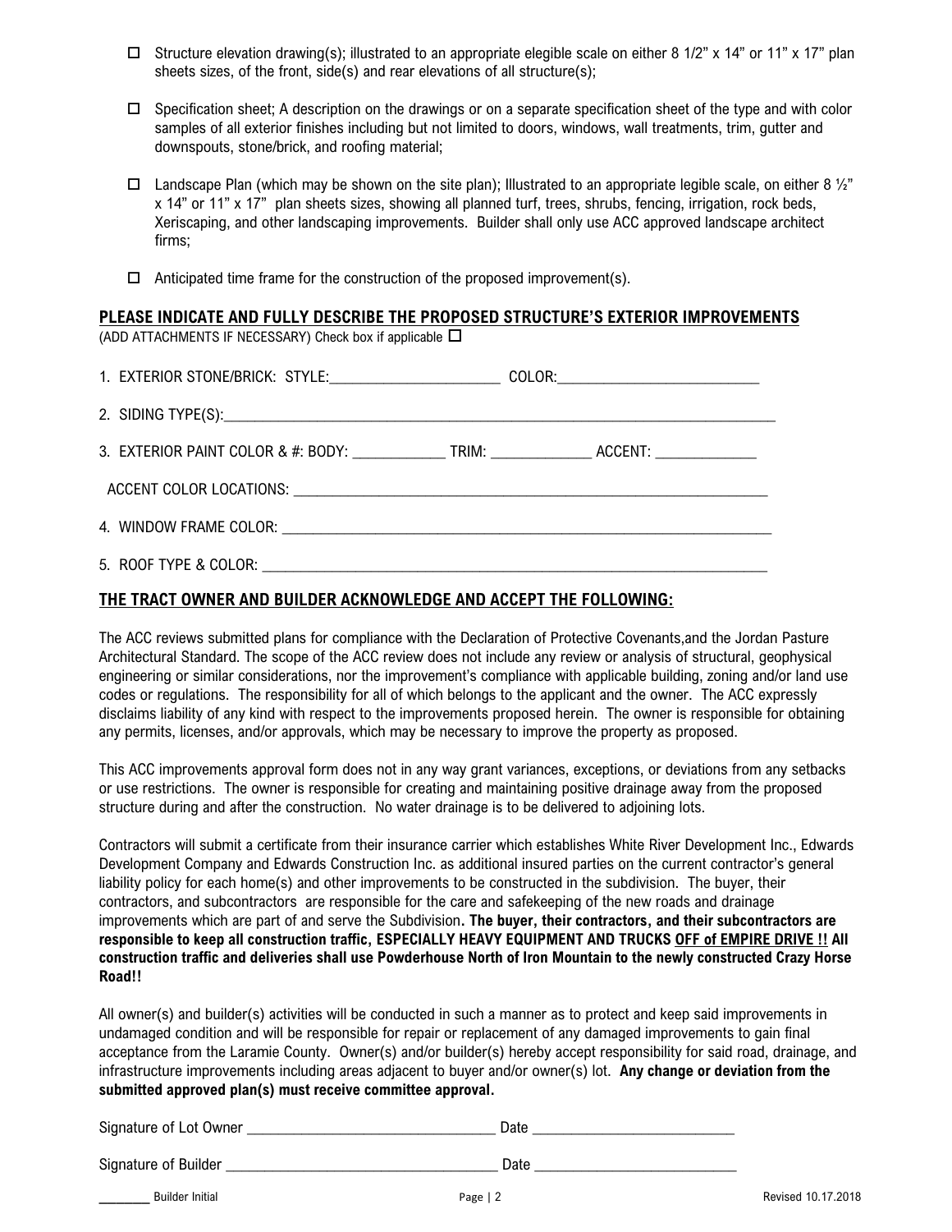- ☐ Structure elevation drawing(s); illustrated to an appropriate elegible scale on either 8 1/2" x 14" or 11" x 17" plan sheets sizes, of the front, side(s) and rear elevations of all structure(s);

- ☐ Specification sheet; A description on the drawings or on a separate specification sheet of the type and with color samples of all exterior finishes including but not limited to doors, windows, wall treatments, trim, gutter and downspouts, stone/brick, and roofing material;

- ☐ Landscape Plan (which may be shown on the site plan); Illustrated to an appropriate legible scale, on either 8 ½" x 14" or 11" x 17" plan sheets sizes, showing all planned turf, trees, shrubs, fencing, irrigation, rock beds, Xeriscaping, and other landscaping improvements. Builder shall only use ACC approved landscape architect firms;

- ☐ Anticipated time frame for the construction of the proposed improvement(s).

## PLEASE INDICATE AND FULLY DESCRIBE THE PROPOSED STRUCTURE'S EXTERIOR IMPROVEMENTS

(ADD ATTACHMENTS IF NECESSARY) Check box if applicable ☐

1. EXTERIOR STONE/BRICK: STYLE:______________________ COLOR:__________________________

2. SIDING TYPE(S):______________________________________________________________________

3. EXTERIOR PAINT COLOR & #: BODY: ____________ TRIM: _____________ ACCENT: _____________

   ACCENT COLOR LOCATIONS: _______________________________________________________________

4. WINDOW FRAME COLOR: __________________________________________________________________

5. ROOF TYPE & COLOR: ____________________________________________________________________

## THE TRACT OWNER AND BUILDER ACKNOWLEDGE AND ACCEPT THE FOLLOWING:

The ACC reviews submitted plans for compliance with the Declaration of Protective Covenants,and the Jordan Pasture Architectural Standard. The scope of the ACC review does not include any review or analysis of structural, geophysical engineering or similar considerations, nor the improvement's compliance with applicable building, zoning and/or land use codes or regulations. The responsibility for all of which belongs to the applicant and the owner. The ACC expressly disclaims liability of any kind with respect to the improvements proposed herein. The owner is responsible for obtaining any permits, licenses, and/or approvals, which may be necessary to improve the property as proposed.

This ACC improvements approval form does not in any way grant variances, exceptions, or deviations from any setbacks or use restrictions. The owner is responsible for creating and maintaining positive drainage away from the proposed structure during and after the construction. No water drainage is to be delivered to adjoining lots.

Contractors will submit a certificate from their insurance carrier which establishes White River Development Inc., Edwards Development Company and Edwards Construction Inc. as additional insured parties on the current contractor's general liability policy for each home(s) and other improvements to be constructed in the subdivision. The buyer, their contractors, and subcontractors are responsible for the care and safekeeping of the new roads and drainage improvements which are part of and serve the Subdivision**. The buyer, their contractors, and their subcontractors are responsible to keep all construction traffic, ESPECIALLY HEAVY EQUIPMENT AND TRUCKS <u>OFF of EMPIRE DRIVE !!</u> All construction traffic and deliveries shall use Powderhouse North of Iron Mountain to the newly constructed Crazy Horse Road!!**

All owner(s) and builder(s) activities will be conducted in such a manner as to protect and keep said improvements in undamaged condition and will be responsible for repair or replacement of any damaged improvements to gain final acceptance from the Laramie County. Owner(s) and/or builder(s) hereby accept responsibility for said road, drainage, and infrastructure improvements including areas adjacent to buyer and/or owner(s) lot. **Any change or deviation from the submitted approved plan(s) must receive committee approval.**

Signature of Lot Owner ________________________________ Date __________________________

Signature of Builder ___________________________________ Date __________________________

_______ Builder Initial

Revised 10.17.2018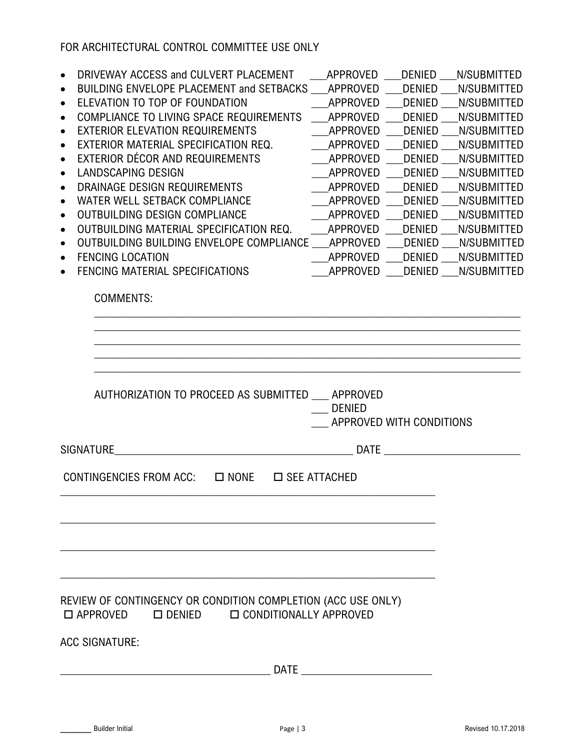FOR ARCHITECTURAL CONTROL COMMITTEE USE ONLY

- DRIVEWAY ACCESS and CULVERT PLACEMENT ___APPROVED ___DENIED ___N/SUBMITTED
- BUILDING ENVELOPE PLACEMENT and SETBACKS ___APPROVED ___DENIED ___N/SUBMITTED
- ELEVATION TO TOP OF FOUNDATION ___APPROVED ___DENIED ___N/SUBMITTED
- COMPLIANCE TO LIVING SPACE REQUIREMENTS ___APPROVED ___DENIED ___N/SUBMITTED
- EXTERIOR ELEVATION REQUIREMENTS ___APPROVED ___DENIED ___N/SUBMITTED
- EXTERIOR MATERIAL SPECIFICATION REQ. ___APPROVED ___DENIED ___N/SUBMITTED
- EXTERIOR DÉCOR AND REQUIREMENTS ___APPROVED ___DENIED ___N/SUBMITTED
- LANDSCAPING DESIGN ___APPROVED ___DENIED ___N/SUBMITTED
- DRAINAGE DESIGN REQUIREMENTS ___APPROVED ___DENIED ___N/SUBMITTED
- WATER WELL SETBACK COMPLIANCE ___APPROVED ___DENIED ___N/SUBMITTED
- OUTBUILDING DESIGN COMPLIANCE ___APPROVED ___DENIED ___N/SUBMITTED
- OUTBUILDING MATERIAL SPECIFICATION REQ. ___APPROVED ___DENIED ___N/SUBMITTED
- OUTBUILDING BUILDING ENVELOPE COMPLIANCE ___APPROVED ___DENIED ___N/SUBMITTED
- FENCING LOCATION ___APPROVED ___DENIED ___N/SUBMITTED
- FENCING MATERIAL SPECIFICATIONS ___APPROVED ___DENIED ___N/SUBMITTED

COMMENTS:

______________________________________________________________________________
______________________________________________________________________________
______________________________________________________________________________
______________________________________________________________________________
______________________________________________________________________________

AUTHORIZATION TO PROCEED AS SUBMITTED ___ APPROVED
___ DENIED
___ APPROVED WITH CONDITIONS

SIGNATURE___________________________________________ DATE ________________________

CONTINGENCIES FROM ACC: ☐ NONE ☐ SEE ATTACHED

______________________________________________________________________

______________________________________________________________________

______________________________________________________________________

______________________________________________________________________

REVIEW OF CONTINGENCY OR CONDITION COMPLETION (ACC USE ONLY)
☐ APPROVED ☐ DENIED ☐ CONDITIONALLY APPROVED

ACC SIGNATURE:

______________________________________ DATE _______________________

_______ Builder Initial

Revised 10.17.2018